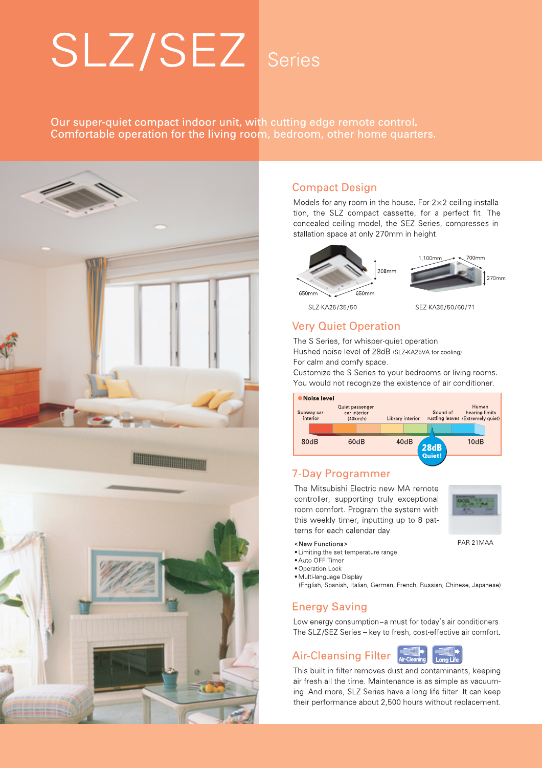# SLZ/SEZ Series

Our super-quiet compact indoor unit, with cutting edge remote control.
Comfortable operation for the living room, bedroom, other home quarters.

## Compact Design

Models for any room in the house. For 2×2 ceiling installation, the SLZ compact cassette, for a perfect fit. The concealed ceiling model, the SEZ Series, compresses installation space at only 270mm in height.

650mm
650mm
208mm

SLZ-KA25/35/50

1,100mm
700mm
270mm

SEZ-KA35/50/60/71

## Very Quiet Operation

The S Series, for whisper-quiet operation.
Hushed noise level of 28dB (SLZ-KA25VA for cooling).
For calm and comfy space.
Customize the S Series to your bedrooms or living rooms.
You would not recognize the existence of air conditioner.

**Noise level**

Subway car interior
Quiet passenger car interior (40km/h)
Library interior
Sound of rustling leaves
Human hearing limits (Extremely quiet)

80dB
60dB
40dB
28dB Quiet!
10dB

## 7-Day Programmer

The Mitsubishi Electric new MA remote controller, supporting truly exceptional room comfort. Program the system with this weekly timer, inputting up to 8 patterns for each calendar day.

PAR-21MAA

<New Functions>

- Limiting the set temperature range.
- Auto OFF Timer
- Operation Lock
- Multi-language Display
  (English, Spanish, Italian, German, French, Russian, Chinese, Japanese)

## Energy Saving

Low energy consumption–a must for today's air conditioners.
The SLZ/SEZ Series – key to fresh, cost-effective air comfort.

## Air-Cleansing Filter

Air-Cleaning
Long Life

This built-in filter removes dust and contaminants, keeping air fresh all the time. Maintenance is as simple as vacuuming. And more, SLZ Series have a long life filter. It can keep their performance about 2,500 hours without replacement.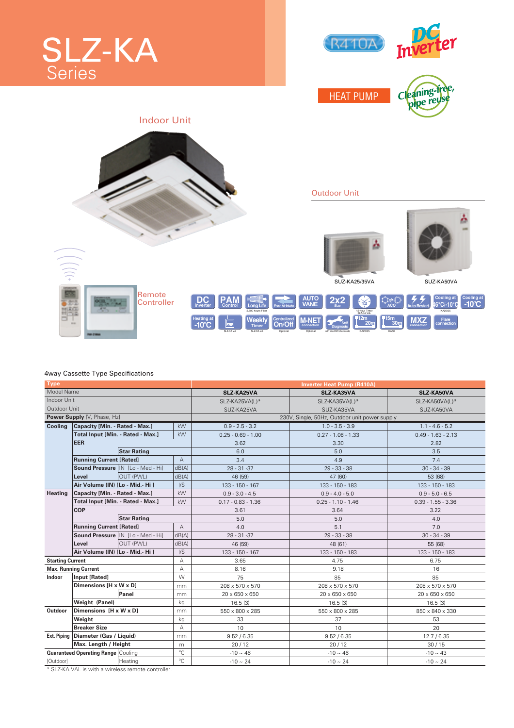# SLZ-KA Series

R410A

DC Inverter

HEAT PUMP

Cleaning-free, pipe reuse

Indoor Unit

Outdoor Unit

SUZ-KA25/35VA

SUZ-KA50VA

Remote Controller

DC Inverter | PAM Control | Long Life (2,500 hours Filter) | Fresh Air Intake | AUTO VANE | 2x2 Size | 12-hour Timer (SLZ-KA VAL) | ACO | Auto Restart | Cooling at 46°C/-10°C (KA25/35) | Cooling at -10°C | Heating at -10°C | (SLZ-KA VA) | Weekly Timer (SLZ-KA VA) | Centralized On/Off (Optional) | M-NET connection (Optional) | Self Diagnosis (with wired R/C check code) | 12m 20m (KA25/35) | 15m 30m (KA50) | MXZ connection | Flare connection

4way Cassette Type Specifications

| Type | | | | Inverter Heat Pump (R410A) | | |
|---|---|---|---|---|---|---|
| Model Name | | | | SLZ-KA25VA | SLZ-KA35VA | SLZ-KA50VA |
| Indoor Unit | | | | SLZ-KA25VA(L)* | SLZ-KA35VA(L)* | SLZ-KA50VA(L)* |
| Outdoor Unit | | | | SUZ-KA25VA | SUZ-KA35VA | SUZ-KA50VA |
| Power Supply [V, Phase, Hz] | | | | 230V, Single, 50Hz, Outdoor unit power supply | | |
| Cooling | Capacity [Min. - Rated - Max.] | | kW | 0.9 - 2.5 - 3.2 | 1.0 - 3.5 - 3.9 | 1.1 - 4.6 - 5.2 |
| | Total Input [Min. - Rated - Max.] | | kW | 0.25 - 0.69 - 1.00 | 0.27 - 1.06 - 1.33 | 0.49 - 1.63 - 2.13 |
| | EER | | | 3.62 | 3.30 | 2.82 |
| | | Star Rating | | 6.0 | 5.0 | 3.5 |
| | Running Current [Rated] | | A | 3.4 | 4.9 | 7.4 |
| | Sound Pressure Level | IN [Lo - Med - Hi] | dB(A) | 28 - 31 -37 | 29 - 33 - 38 | 30 - 34 - 39 |
| | | OUT (PWL) | dB(A) | 46 (59) | 47 (60) | 53 (68) |
| | Air Volume (IN) [Lo - Mid.- Hi ] | | l/S | 133 - 150 - 167 | 133 - 150 - 183 | 133 - 150 - 183 |
| Heating | Capacity [Min. - Rated - Max.] | | kW | 0.9 - 3.0 - 4.5 | 0.9 - 4.0 - 5.0 | 0.9 - 5.0 - 6.5 |
| | Total Input [Min. - Rated - Max.] | | kW | 0.17 - 0.83 - 1.36 | 0.25 - 1.10 - 1.46 | 0.39 - 1.55 - 3.36 |
| | COP | | | 3.61 | 3.64 | 3.22 |
| | | Star Rating | | 5.0 | 5.0 | 4.0 |
| | Running Current [Rated] | | A | 4.0 | 5.1 | 7.0 |
| | Sound Pressure Level | IN [Lo - Med - Hi] | dB(A) | 28 - 31 -37 | 29 - 33 - 38 | 30 - 34 - 39 |
| | | OUT (PWL) | dB(A) | 46 (59) | 48 (61) | 55 (68) |
| | Air Volume (IN) [Lo - Mid.- Hi ] | | l/S | 133 - 150 - 167 | 133 - 150 - 183 | 133 - 150 - 183 |
| Starting Current | | | A | 3.65 | 4.75 | 6.75 |
| Max. Running Current | | | A | 8.16 | 9.18 | 16 |
| Indoor | Input [Rated] | | W | 75 | 85 | 85 |
| | Dimensions [H x W x D] | | mm | 208 x 570 x 570 | 208 x 570 x 570 | 208 x 570 x 570 |
| | | Panel | mm | 20 x 650 x 650 | 20 x 650 x 650 | 20 x 650 x 650 |
| | Weight (Panel) | | kg | 16.5 (3) | 16.5 (3) | 16.5 (3) |
| Outdoor | Dimensions [H x W x D] | | mm | 550 x 800 x 285 | 550 x 800 x 285 | 850 x 840 x 330 |
| | Weight | | kg | 33 | 37 | 53 |
| | Breaker Size | | A | 10 | 10 | 20 |
| Ext. Piping | Diameter (Gas / Liquid) | | mm | 9.52 / 6.35 | 9.52 / 6.35 | 12.7 / 6.35 |
| | Max. Length / Height | | m | 20 / 12 | 20 / 12 | 30 / 15 |
| Guaranteed Operating Range [Outdoor] | Cooling | | °C | -10 ~ 46 | -10 ~ 46 | -10 ~ 43 |
| | Heating | | °C | -10 ~ 24 | -10 ~ 24 | -10 ~ 24 |

\* SLZ-KA VAL is with a wireless remote controller.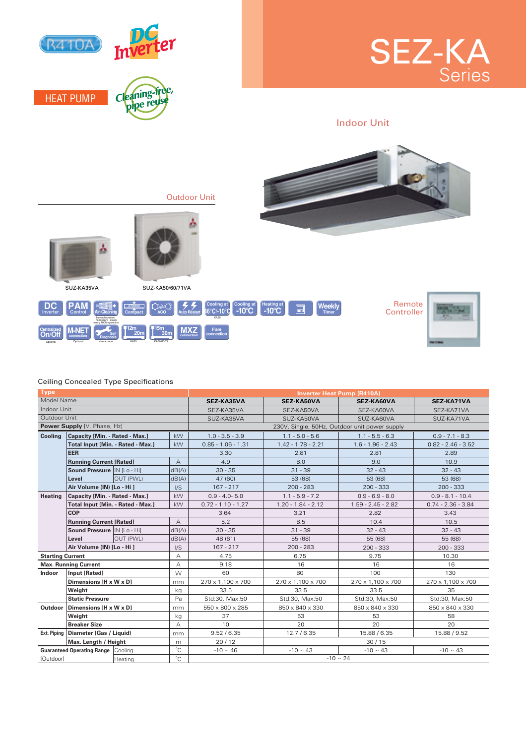# SEZ-KA Series

R410A

DC Inverter

HEAT PUMP

Cleaning-free, pipe reuse

Indoor Unit

Outdoor Unit

SUZ-KA35VA

SUZ-KA50/60/71VA

DC Inverter | PAM Control | Air-Cleaning (No replacement necessary - clean every 100h operation) | 270mm Compact | ACO | Auto Restart | Cooling at 46°C/-10°C (KA35) | Cooling at -10°C | Heating at -10°C | Weekly Timer

Centralized On/Off (Optional) | M-NET connection (Optional) | Self Diagnosis (check code) | 12m 20m (KA35) | 15m 30m (KA50/60/71) | MXZ connection | Flare connection

Remote Controller

Ceiling Concealed Type Specifications

| Type | | | | Inverter Heat Pump (R410A) | | | |
|---|---|---|---|---|---|---|---|
| Model Name | | | | SEZ-KA35VA | SEZ-KA50VA | SEZ-KA60VA | SEZ-KA71VA |
| Indoor Unit | | | | SEZ-KA35VA | SEZ-KA50VA | SEZ-KA60VA | SEZ-KA71VA |
| Outdoor Unit | | | | SUZ-KA35VA | SUZ-KA50VA | SUZ-KA60VA | SUZ-KA71VA |
| Power Supply [V, Phase, Hz] | | | | 230V, Single, 50Hz, Outdoor unit power supply | | | |
| Cooling | Capacity [Min. - Rated - Max.] | | kW | 1.0 - 3.5 - 3.9 | 1.1 - 5.0 - 5.6 | 1.1 - 5.5 - 6.3 | 0.9 - 7.1 - 8.3 |
| | Total Input [Min. - Rated - Max.] | | kW | 0.85 - 1.06 - 1.31 | 1.42 - 1.78 - 2.21 | 1.6 - 1.96 - 2.43 | 0.82 - 2.46 - 3.52 |
| | EER | | | 3.30 | 2.81 | 2.81 | 2.89 |
| | Running Current [Rated] | | A | 4.9 | 8.0 | 9.0 | 10.9 |
| | Sound Pressure Level | IN [Lo - Hi] | dB(A) | 30 - 35 | 31 - 39 | 32 - 43 | 32 - 43 |
| | | OUT (PWL) | dB(A) | 47 (60) | 53 (68) | 53 (68) | 53 (68) |
| | Air Volume (IN) [Lo - Hi ] | | l/S | 167 - 217 | 200 - 283 | 200 - 333 | 200 - 333 |
| Heating | Capacity [Min. - Rated - Max.] | | kW | 0.9 - 4.0- 5.0 | 1.1 - 5.9 - 7.2 | 0.9 - 6.9 - 8.0 | 0.9 - 8.1 - 10.4 |
| | Total Input [Min. - Rated - Max.] | | kW | 0.72 - 1.10 - 1.27 | 1.20 - 1.84 - 2.12 | 1.59 - 2.45 - 2.82 | 0.74 - 2.36 - 3.84 |
| | COP | | | 3.64 | 3.21 | 2.82 | 3.43 |
| | Running Current [Rated] | | A | 5.2 | 8.5 | 10.4 | 10.5 |
| | Sound Pressure Level | IN [Lo - Hi] | dB(A) | 30 - 35 | 31 - 39 | 32 - 43 | 32 - 43 |
| | | OUT (PWL) | dB(A) | 48 (61) | 55 (68) | 55 (68) | 55 (68) |
| | Air Volume (IN) [Lo - Hi ] | | l/S | 167 - 217 | 200 - 283 | 200 - 333 | 200 - 333 |
| Starting Current | | | A | 4.75 | 6.75 | 9.75 | 10.30 |
| Max. Running Current | | | A | 9.18 | 16 | 16 | 16 |
| Indoor | Input [Rated] | | W | 60 | 80 | 100 | 130 |
| | Dimensions [H x W x D] | | mm | 270 x 1,100 x 700 | 270 x 1,100 x 700 | 270 x 1,100 x 700 | 270 x 1,100 x 700 |
| | Weight | | kg | 33.5 | 33.5 | 33.5 | 35 |
| | Static Pressure | | Pa | Std:30, Max:50 | Std:30, Max:50 | Std:30, Max:50 | Std:30, Max:50 |
| Outdoor | Dimensions [H x W x D] | | mm | 550 x 800 x 285 | 850 x 840 x 330 | 850 x 840 x 330 | 850 x 840 x 330 |
| | Weight | | kg | 37 | 53 | 53 | 58 |
| | Breaker Size | | A | 10 | 20 | 20 | 20 |
| Ext. Piping | Diameter (Gas / Liquid) | | mm | 9.52 / 6.35 | 12.7 / 6.35 | 15.88 / 6.35 | 15.88 / 9.52 |
| | Max. Length / Height | | m | 20 / 12 | 30 / 15 | | |
| Guaranteed Operating Range [Outdoor] | | Cooling | °C | -10 ~ 46 | -10 ~ 43 | -10 ~ 43 | -10 ~ 43 |
| | | Heating | °C | -10 ~ 24 | | | |